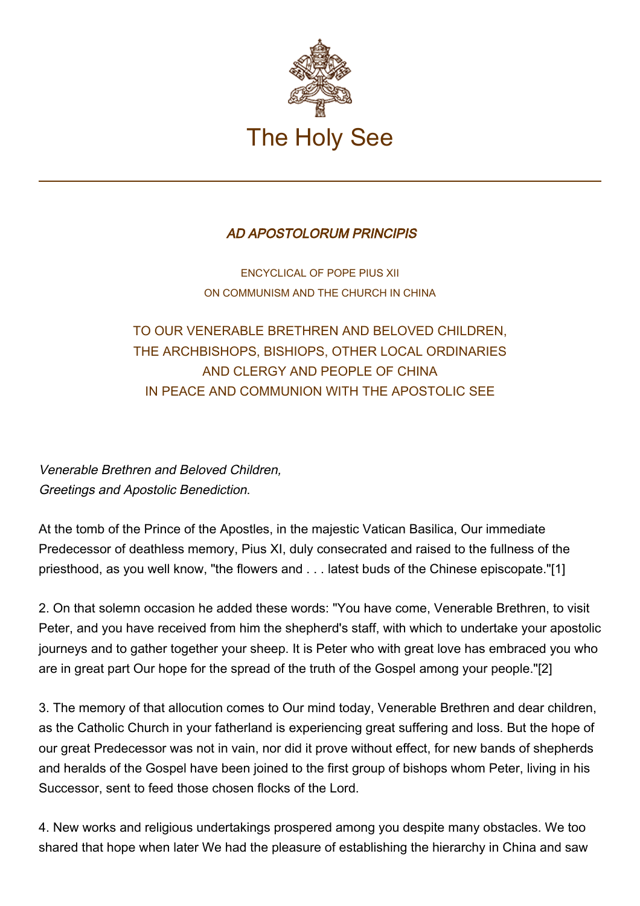The Holy See

# *AD APOSTOLORUM PRINCIPIS*

ENCYCLICAL OF POPE PIUS XII
ON COMMUNISM AND THE CHURCH IN CHINA

## TO OUR VENERABLE BRETHREN AND BELOVED CHILDREN, THE ARCHBISHOPS, BISHIOPS, OTHER LOCAL ORDINARIES AND CLERGY AND PEOPLE OF CHINA IN PEACE AND COMMUNION WITH THE APOSTOLIC SEE

*Venerable Brethren and Beloved Children,*
*Greetings and Apostolic Benediction.*

At the tomb of the Prince of the Apostles, in the majestic Vatican Basilica, Our immediate Predecessor of deathless memory, Pius XI, duly consecrated and raised to the fullness of the priesthood, as you well know, "the flowers and . . . latest buds of the Chinese episcopate."[1]

2. On that solemn occasion he added these words: "You have come, Venerable Brethren, to visit Peter, and you have received from him the shepherd's staff, with which to undertake your apostolic journeys and to gather together your sheep. It is Peter who with great love has embraced you who are in great part Our hope for the spread of the truth of the Gospel among your people."[2]

3. The memory of that allocution comes to Our mind today, Venerable Brethren and dear children, as the Catholic Church in your fatherland is experiencing great suffering and loss. But the hope of our great Predecessor was not in vain, nor did it prove without effect, for new bands of shepherds and heralds of the Gospel have been joined to the first group of bishops whom Peter, living in his Successor, sent to feed those chosen flocks of the Lord.

4. New works and religious undertakings prospered among you despite many obstacles. We too shared that hope when later We had the pleasure of establishing the hierarchy in China and saw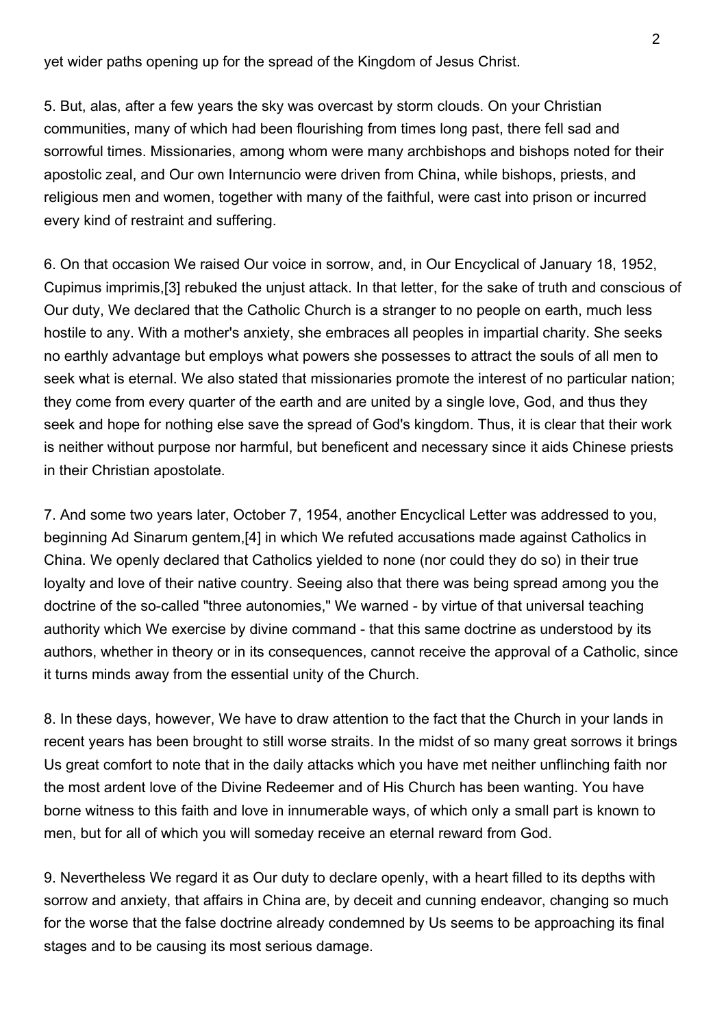yet wider paths opening up for the spread of the Kingdom of Jesus Christ.

5. But, alas, after a few years the sky was overcast by storm clouds. On your Christian communities, many of which had been flourishing from times long past, there fell sad and sorrowful times. Missionaries, among whom were many archbishops and bishops noted for their apostolic zeal, and Our own Internuncio were driven from China, while bishops, priests, and religious men and women, together with many of the faithful, were cast into prison or incurred every kind of restraint and suffering.

6. On that occasion We raised Our voice in sorrow, and, in Our Encyclical of January 18, 1952, Cupimus imprimis,[3] rebuked the unjust attack. In that letter, for the sake of truth and conscious of Our duty, We declared that the Catholic Church is a stranger to no people on earth, much less hostile to any. With a mother's anxiety, she embraces all peoples in impartial charity. She seeks no earthly advantage but employs what powers she possesses to attract the souls of all men to seek what is eternal. We also stated that missionaries promote the interest of no particular nation; they come from every quarter of the earth and are united by a single love, God, and thus they seek and hope for nothing else save the spread of God's kingdom. Thus, it is clear that their work is neither without purpose nor harmful, but beneficent and necessary since it aids Chinese priests in their Christian apostolate.

7. And some two years later, October 7, 1954, another Encyclical Letter was addressed to you, beginning Ad Sinarum gentem,[4] in which We refuted accusations made against Catholics in China. We openly declared that Catholics yielded to none (nor could they do so) in their true loyalty and love of their native country. Seeing also that there was being spread among you the doctrine of the so-called "three autonomies," We warned - by virtue of that universal teaching authority which We exercise by divine command - that this same doctrine as understood by its authors, whether in theory or in its consequences, cannot receive the approval of a Catholic, since it turns minds away from the essential unity of the Church.

8. In these days, however, We have to draw attention to the fact that the Church in your lands in recent years has been brought to still worse straits. In the midst of so many great sorrows it brings Us great comfort to note that in the daily attacks which you have met neither unflinching faith nor the most ardent love of the Divine Redeemer and of His Church has been wanting. You have borne witness to this faith and love in innumerable ways, of which only a small part is known to men, but for all of which you will someday receive an eternal reward from God.

9. Nevertheless We regard it as Our duty to declare openly, with a heart filled to its depths with sorrow and anxiety, that affairs in China are, by deceit and cunning endeavor, changing so much for the worse that the false doctrine already condemned by Us seems to be approaching its final stages and to be causing its most serious damage.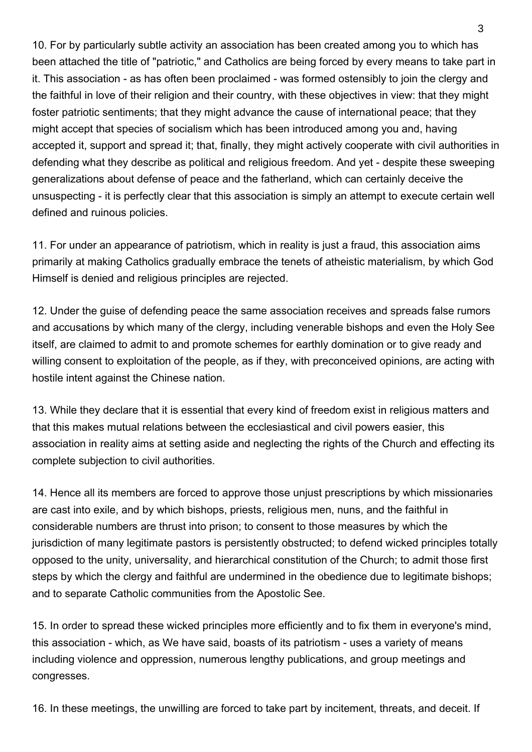10. For by particularly subtle activity an association has been created among you to which has been attached the title of "patriotic," and Catholics are being forced by every means to take part in it. This association - as has often been proclaimed - was formed ostensibly to join the clergy and the faithful in love of their religion and their country, with these objectives in view: that they might foster patriotic sentiments; that they might advance the cause of international peace; that they might accept that species of socialism which has been introduced among you and, having accepted it, support and spread it; that, finally, they might actively cooperate with civil authorities in defending what they describe as political and religious freedom. And yet - despite these sweeping generalizations about defense of peace and the fatherland, which can certainly deceive the unsuspecting - it is perfectly clear that this association is simply an attempt to execute certain well defined and ruinous policies.

11. For under an appearance of patriotism, which in reality is just a fraud, this association aims primarily at making Catholics gradually embrace the tenets of atheistic materialism, by which God Himself is denied and religious principles are rejected.

12. Under the guise of defending peace the same association receives and spreads false rumors and accusations by which many of the clergy, including venerable bishops and even the Holy See itself, are claimed to admit to and promote schemes for earthly domination or to give ready and willing consent to exploitation of the people, as if they, with preconceived opinions, are acting with hostile intent against the Chinese nation.

13. While they declare that it is essential that every kind of freedom exist in religious matters and that this makes mutual relations between the ecclesiastical and civil powers easier, this association in reality aims at setting aside and neglecting the rights of the Church and effecting its complete subjection to civil authorities.

14. Hence all its members are forced to approve those unjust prescriptions by which missionaries are cast into exile, and by which bishops, priests, religious men, nuns, and the faithful in considerable numbers are thrust into prison; to consent to those measures by which the jurisdiction of many legitimate pastors is persistently obstructed; to defend wicked principles totally opposed to the unity, universality, and hierarchical constitution of the Church; to admit those first steps by which the clergy and faithful are undermined in the obedience due to legitimate bishops; and to separate Catholic communities from the Apostolic See.

15. In order to spread these wicked principles more efficiently and to fix them in everyone's mind, this association - which, as We have said, boasts of its patriotism - uses a variety of means including violence and oppression, numerous lengthy publications, and group meetings and congresses.

16. In these meetings, the unwilling are forced to take part by incitement, threats, and deceit. If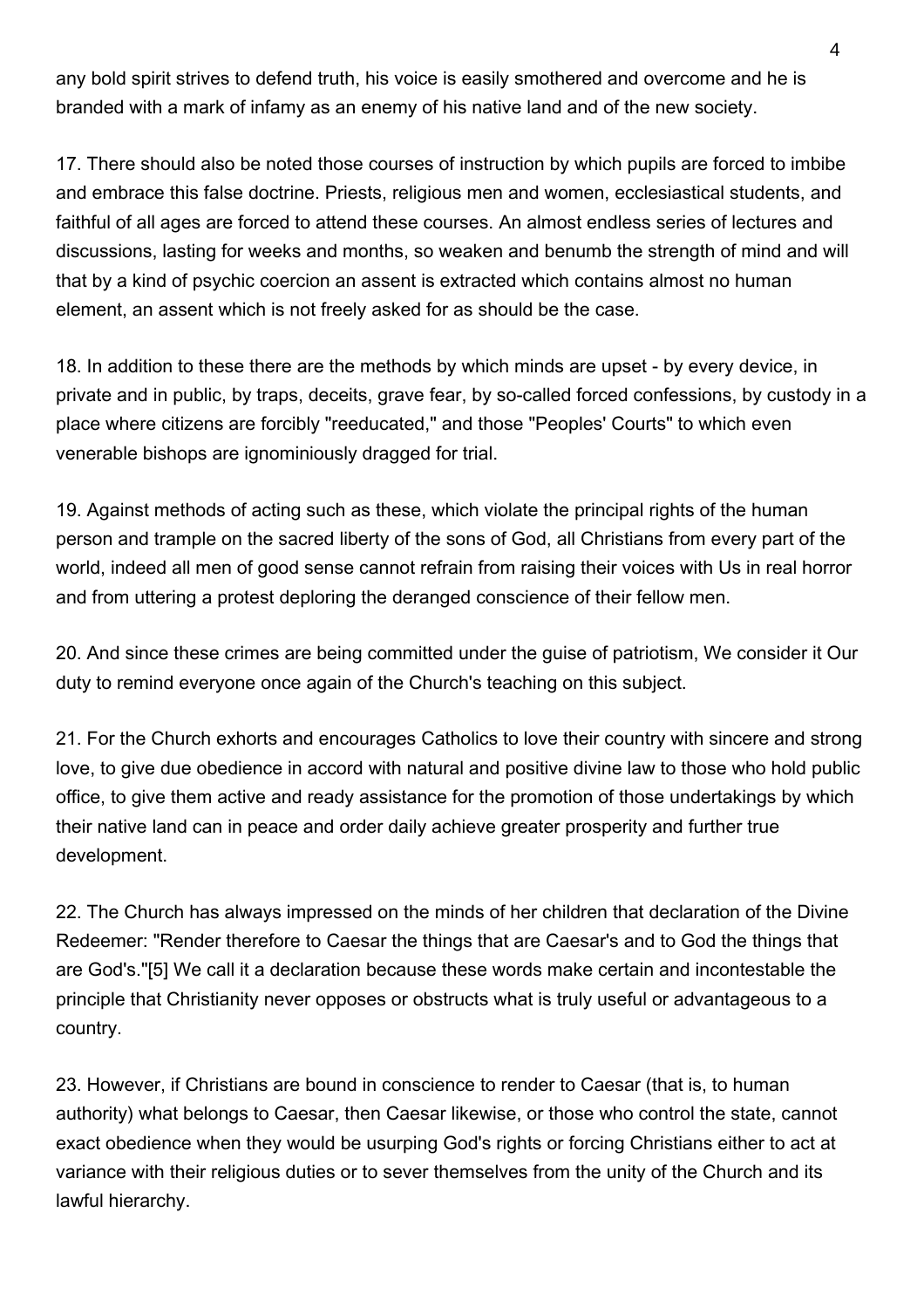any bold spirit strives to defend truth, his voice is easily smothered and overcome and he is branded with a mark of infamy as an enemy of his native land and of the new society.

17. There should also be noted those courses of instruction by which pupils are forced to imbibe and embrace this false doctrine. Priests, religious men and women, ecclesiastical students, and faithful of all ages are forced to attend these courses. An almost endless series of lectures and discussions, lasting for weeks and months, so weaken and benumb the strength of mind and will that by a kind of psychic coercion an assent is extracted which contains almost no human element, an assent which is not freely asked for as should be the case.

18. In addition to these there are the methods by which minds are upset - by every device, in private and in public, by traps, deceits, grave fear, by so-called forced confessions, by custody in a place where citizens are forcibly "reeducated," and those "Peoples' Courts" to which even venerable bishops are ignominiously dragged for trial.

19. Against methods of acting such as these, which violate the principal rights of the human person and trample on the sacred liberty of the sons of God, all Christians from every part of the world, indeed all men of good sense cannot refrain from raising their voices with Us in real horror and from uttering a protest deploring the deranged conscience of their fellow men.

20. And since these crimes are being committed under the guise of patriotism, We consider it Our duty to remind everyone once again of the Church's teaching on this subject.

21. For the Church exhorts and encourages Catholics to love their country with sincere and strong love, to give due obedience in accord with natural and positive divine law to those who hold public office, to give them active and ready assistance for the promotion of those undertakings by which their native land can in peace and order daily achieve greater prosperity and further true development.

22. The Church has always impressed on the minds of her children that declaration of the Divine Redeemer: "Render therefore to Caesar the things that are Caesar's and to God the things that are God's."[5] We call it a declaration because these words make certain and incontestable the principle that Christianity never opposes or obstructs what is truly useful or advantageous to a country.

23. However, if Christians are bound in conscience to render to Caesar (that is, to human authority) what belongs to Caesar, then Caesar likewise, or those who control the state, cannot exact obedience when they would be usurping God's rights or forcing Christians either to act at variance with their religious duties or to sever themselves from the unity of the Church and its lawful hierarchy.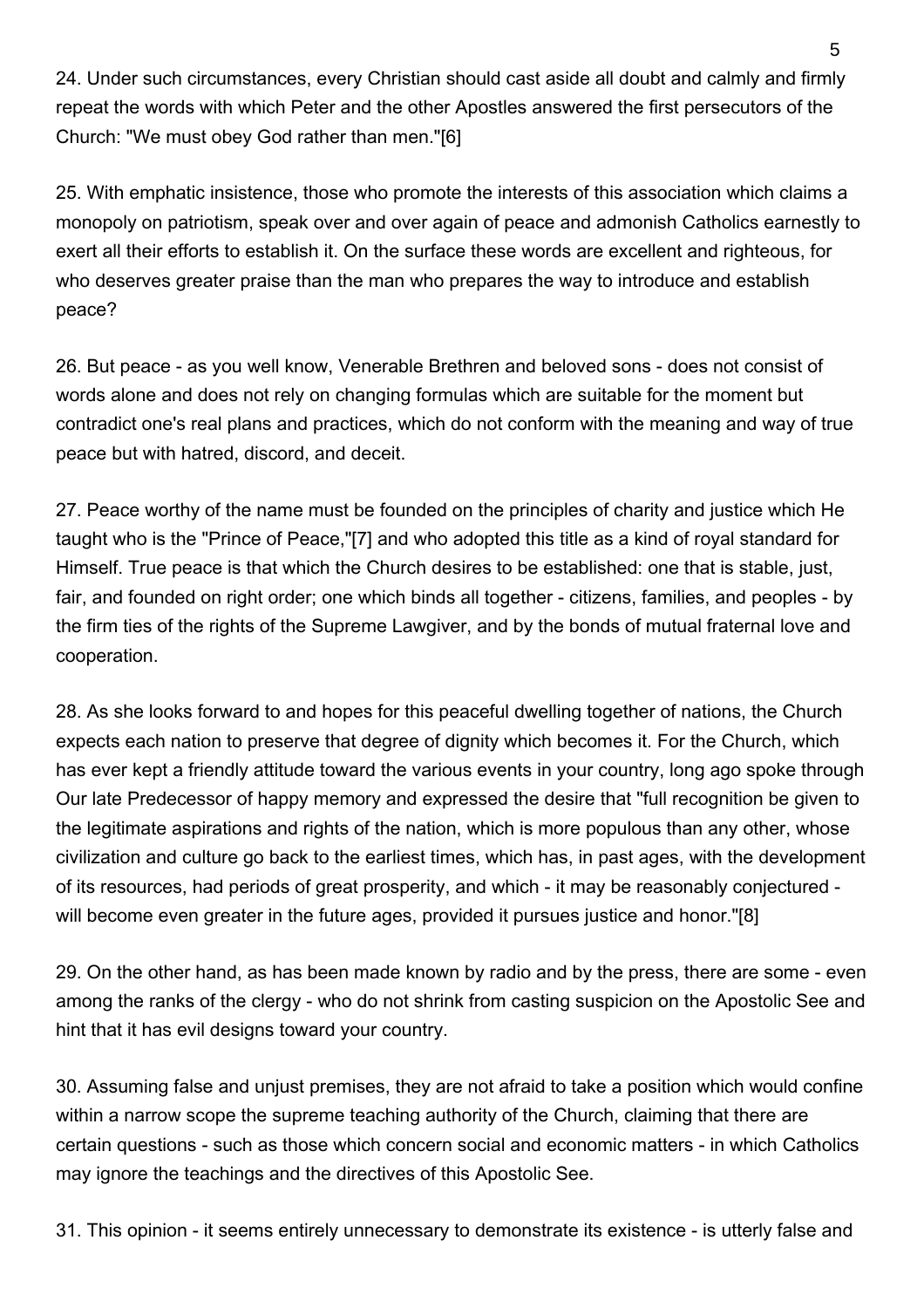24. Under such circumstances, every Christian should cast aside all doubt and calmly and firmly repeat the words with which Peter and the other Apostles answered the first persecutors of the Church: "We must obey God rather than men."[6]

25. With emphatic insistence, those who promote the interests of this association which claims a monopoly on patriotism, speak over and over again of peace and admonish Catholics earnestly to exert all their efforts to establish it. On the surface these words are excellent and righteous, for who deserves greater praise than the man who prepares the way to introduce and establish peace?

26. But peace - as you well know, Venerable Brethren and beloved sons - does not consist of words alone and does not rely on changing formulas which are suitable for the moment but contradict one's real plans and practices, which do not conform with the meaning and way of true peace but with hatred, discord, and deceit.

27. Peace worthy of the name must be founded on the principles of charity and justice which He taught who is the "Prince of Peace,"[7] and who adopted this title as a kind of royal standard for Himself. True peace is that which the Church desires to be established: one that is stable, just, fair, and founded on right order; one which binds all together - citizens, families, and peoples - by the firm ties of the rights of the Supreme Lawgiver, and by the bonds of mutual fraternal love and cooperation.

28. As she looks forward to and hopes for this peaceful dwelling together of nations, the Church expects each nation to preserve that degree of dignity which becomes it. For the Church, which has ever kept a friendly attitude toward the various events in your country, long ago spoke through Our late Predecessor of happy memory and expressed the desire that "full recognition be given to the legitimate aspirations and rights of the nation, which is more populous than any other, whose civilization and culture go back to the earliest times, which has, in past ages, with the development of its resources, had periods of great prosperity, and which - it may be reasonably conjectured - will become even greater in the future ages, provided it pursues justice and honor."[8]

29. On the other hand, as has been made known by radio and by the press, there are some - even among the ranks of the clergy - who do not shrink from casting suspicion on the Apostolic See and hint that it has evil designs toward your country.

30. Assuming false and unjust premises, they are not afraid to take a position which would confine within a narrow scope the supreme teaching authority of the Church, claiming that there are certain questions - such as those which concern social and economic matters - in which Catholics may ignore the teachings and the directives of this Apostolic See.

31. This opinion - it seems entirely unnecessary to demonstrate its existence - is utterly false and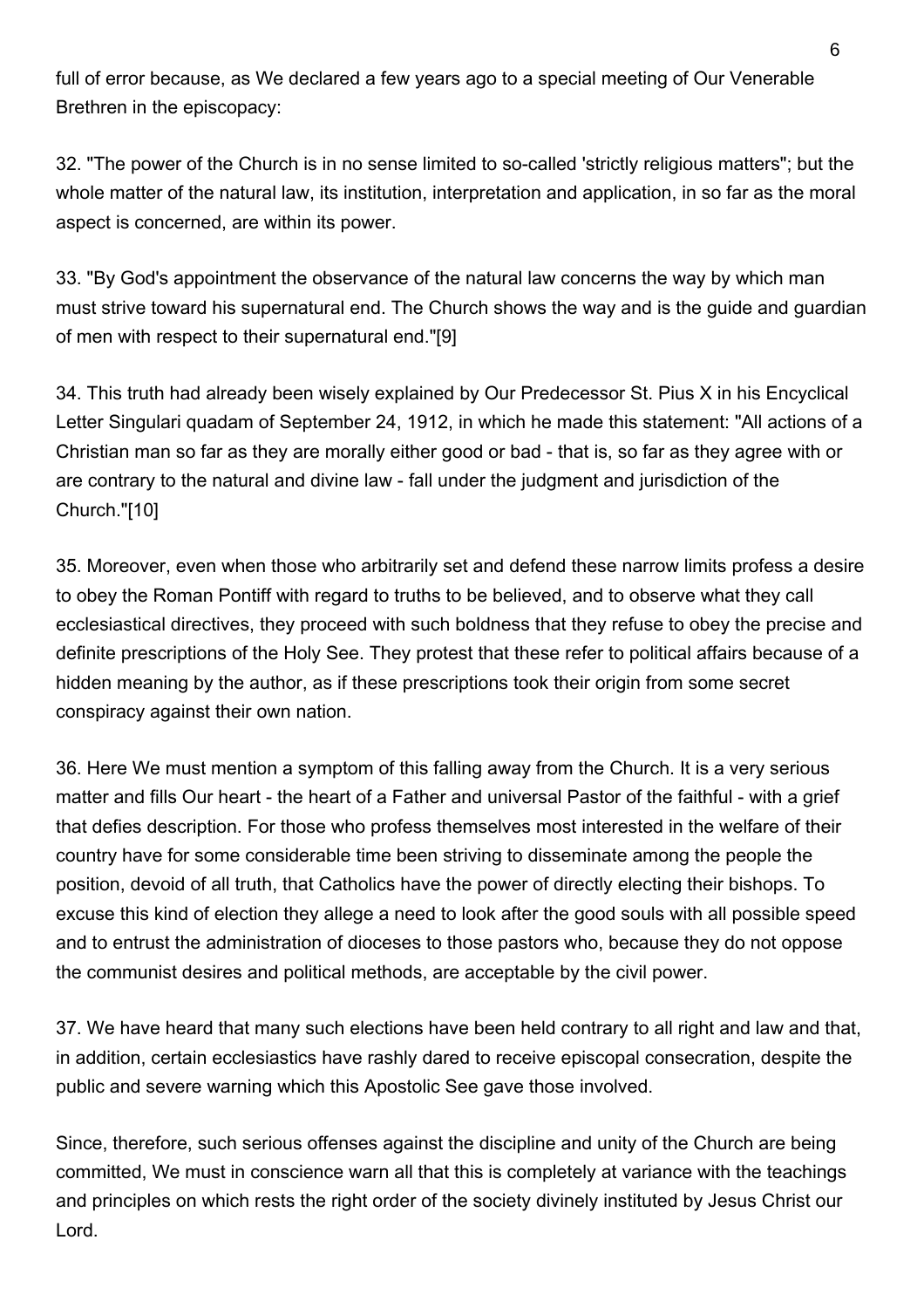full of error because, as We declared a few years ago to a special meeting of Our Venerable Brethren in the episcopacy:

32. "The power of the Church is in no sense limited to so-called 'strictly religious matters"; but the whole matter of the natural law, its institution, interpretation and application, in so far as the moral aspect is concerned, are within its power.

33. "By God's appointment the observance of the natural law concerns the way by which man must strive toward his supernatural end. The Church shows the way and is the guide and guardian of men with respect to their supernatural end."[9]

34. This truth had already been wisely explained by Our Predecessor St. Pius X in his Encyclical Letter Singulari quadam of September 24, 1912, in which he made this statement: "All actions of a Christian man so far as they are morally either good or bad - that is, so far as they agree with or are contrary to the natural and divine law - fall under the judgment and jurisdiction of the Church."[10]

35. Moreover, even when those who arbitrarily set and defend these narrow limits profess a desire to obey the Roman Pontiff with regard to truths to be believed, and to observe what they call ecclesiastical directives, they proceed with such boldness that they refuse to obey the precise and definite prescriptions of the Holy See. They protest that these refer to political affairs because of a hidden meaning by the author, as if these prescriptions took their origin from some secret conspiracy against their own nation.

36. Here We must mention a symptom of this falling away from the Church. It is a very serious matter and fills Our heart - the heart of a Father and universal Pastor of the faithful - with a grief that defies description. For those who profess themselves most interested in the welfare of their country have for some considerable time been striving to disseminate among the people the position, devoid of all truth, that Catholics have the power of directly electing their bishops. To excuse this kind of election they allege a need to look after the good souls with all possible speed and to entrust the administration of dioceses to those pastors who, because they do not oppose the communist desires and political methods, are acceptable by the civil power.

37. We have heard that many such elections have been held contrary to all right and law and that, in addition, certain ecclesiastics have rashly dared to receive episcopal consecration, despite the public and severe warning which this Apostolic See gave those involved.

Since, therefore, such serious offenses against the discipline and unity of the Church are being committed, We must in conscience warn all that this is completely at variance with the teachings and principles on which rests the right order of the society divinely instituted by Jesus Christ our Lord.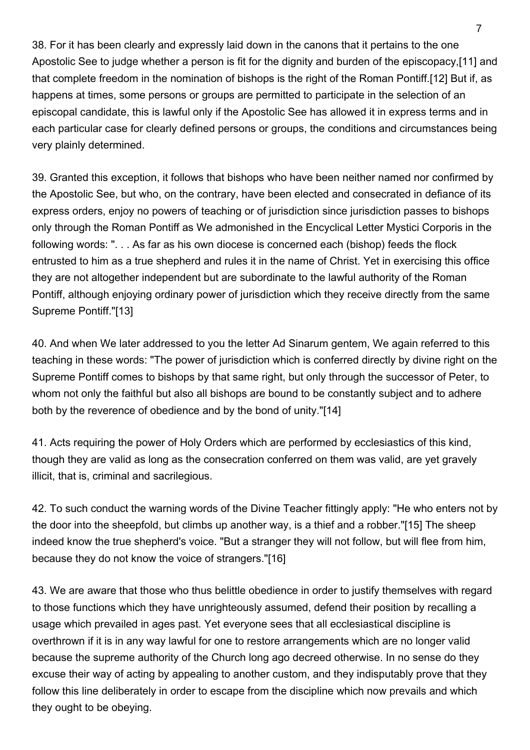38. For it has been clearly and expressly laid down in the canons that it pertains to the one Apostolic See to judge whether a person is fit for the dignity and burden of the episcopacy,[11] and that complete freedom in the nomination of bishops is the right of the Roman Pontiff.[12] But if, as happens at times, some persons or groups are permitted to participate in the selection of an episcopal candidate, this is lawful only if the Apostolic See has allowed it in express terms and in each particular case for clearly defined persons or groups, the conditions and circumstances being very plainly determined.

39. Granted this exception, it follows that bishops who have been neither named nor confirmed by the Apostolic See, but who, on the contrary, have been elected and consecrated in defiance of its express orders, enjoy no powers of teaching or of jurisdiction since jurisdiction passes to bishops only through the Roman Pontiff as We admonished in the Encyclical Letter Mystici Corporis in the following words: ". . . As far as his own diocese is concerned each (bishop) feeds the flock entrusted to him as a true shepherd and rules it in the name of Christ. Yet in exercising this office they are not altogether independent but are subordinate to the lawful authority of the Roman Pontiff, although enjoying ordinary power of jurisdiction which they receive directly from the same Supreme Pontiff."[13]

40. And when We later addressed to you the letter Ad Sinarum gentem, We again referred to this teaching in these words: "The power of jurisdiction which is conferred directly by divine right on the Supreme Pontiff comes to bishops by that same right, but only through the successor of Peter, to whom not only the faithful but also all bishops are bound to be constantly subject and to adhere both by the reverence of obedience and by the bond of unity."[14]

41. Acts requiring the power of Holy Orders which are performed by ecclesiastics of this kind, though they are valid as long as the consecration conferred on them was valid, are yet gravely illicit, that is, criminal and sacrilegious.

42. To such conduct the warning words of the Divine Teacher fittingly apply: "He who enters not by the door into the sheepfold, but climbs up another way, is a thief and a robber."[15] The sheep indeed know the true shepherd's voice. "But a stranger they will not follow, but will flee from him, because they do not know the voice of strangers."[16]

43. We are aware that those who thus belittle obedience in order to justify themselves with regard to those functions which they have unrighteously assumed, defend their position by recalling a usage which prevailed in ages past. Yet everyone sees that all ecclesiastical discipline is overthrown if it is in any way lawful for one to restore arrangements which are no longer valid because the supreme authority of the Church long ago decreed otherwise. In no sense do they excuse their way of acting by appealing to another custom, and they indisputably prove that they follow this line deliberately in order to escape from the discipline which now prevails and which they ought to be obeying.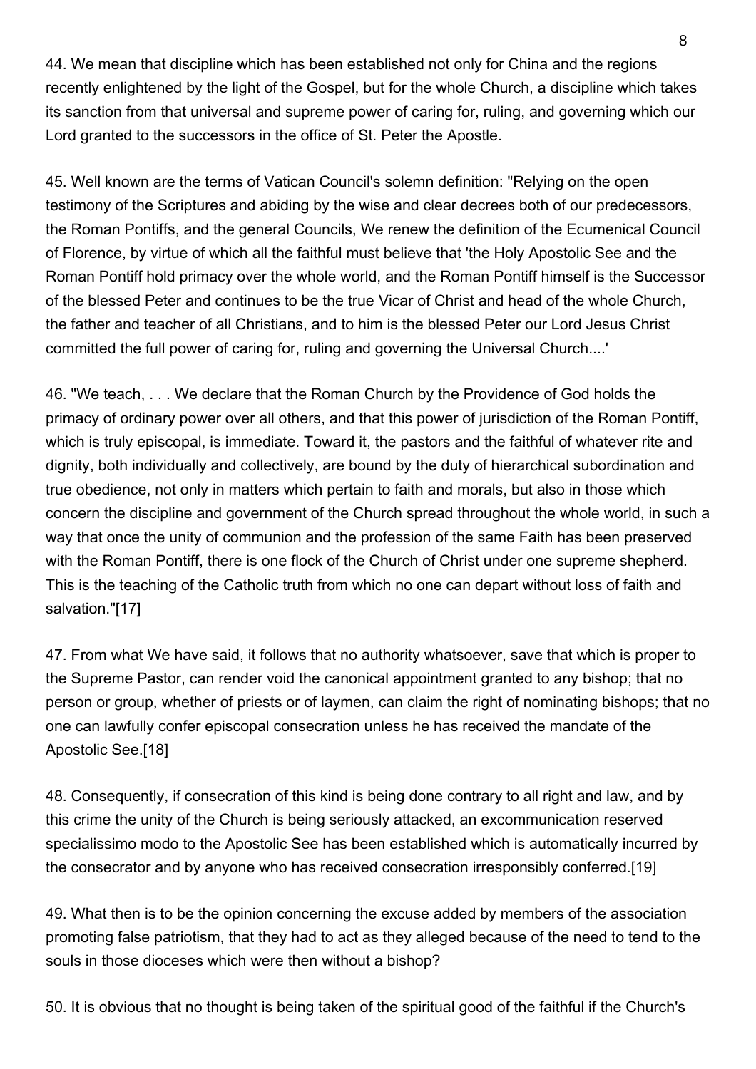44. We mean that discipline which has been established not only for China and the regions recently enlightened by the light of the Gospel, but for the whole Church, a discipline which takes its sanction from that universal and supreme power of caring for, ruling, and governing which our Lord granted to the successors in the office of St. Peter the Apostle.

45. Well known are the terms of Vatican Council's solemn definition: "Relying on the open testimony of the Scriptures and abiding by the wise and clear decrees both of our predecessors, the Roman Pontiffs, and the general Councils, We renew the definition of the Ecumenical Council of Florence, by virtue of which all the faithful must believe that 'the Holy Apostolic See and the Roman Pontiff hold primacy over the whole world, and the Roman Pontiff himself is the Successor of the blessed Peter and continues to be the true Vicar of Christ and head of the whole Church, the father and teacher of all Christians, and to him is the blessed Peter our Lord Jesus Christ committed the full power of caring for, ruling and governing the Universal Church....'

46. "We teach, . . . We declare that the Roman Church by the Providence of God holds the primacy of ordinary power over all others, and that this power of jurisdiction of the Roman Pontiff, which is truly episcopal, is immediate. Toward it, the pastors and the faithful of whatever rite and dignity, both individually and collectively, are bound by the duty of hierarchical subordination and true obedience, not only in matters which pertain to faith and morals, but also in those which concern the discipline and government of the Church spread throughout the whole world, in such a way that once the unity of communion and the profession of the same Faith has been preserved with the Roman Pontiff, there is one flock of the Church of Christ under one supreme shepherd. This is the teaching of the Catholic truth from which no one can depart without loss of faith and salvation."[17]

47. From what We have said, it follows that no authority whatsoever, save that which is proper to the Supreme Pastor, can render void the canonical appointment granted to any bishop; that no person or group, whether of priests or of laymen, can claim the right of nominating bishops; that no one can lawfully confer episcopal consecration unless he has received the mandate of the Apostolic See.[18]

48. Consequently, if consecration of this kind is being done contrary to all right and law, and by this crime the unity of the Church is being seriously attacked, an excommunication reserved specialissimo modo to the Apostolic See has been established which is automatically incurred by the consecrator and by anyone who has received consecration irresponsibly conferred.[19]

49. What then is to be the opinion concerning the excuse added by members of the association promoting false patriotism, that they had to act as they alleged because of the need to tend to the souls in those dioceses which were then without a bishop?

50. It is obvious that no thought is being taken of the spiritual good of the faithful if the Church's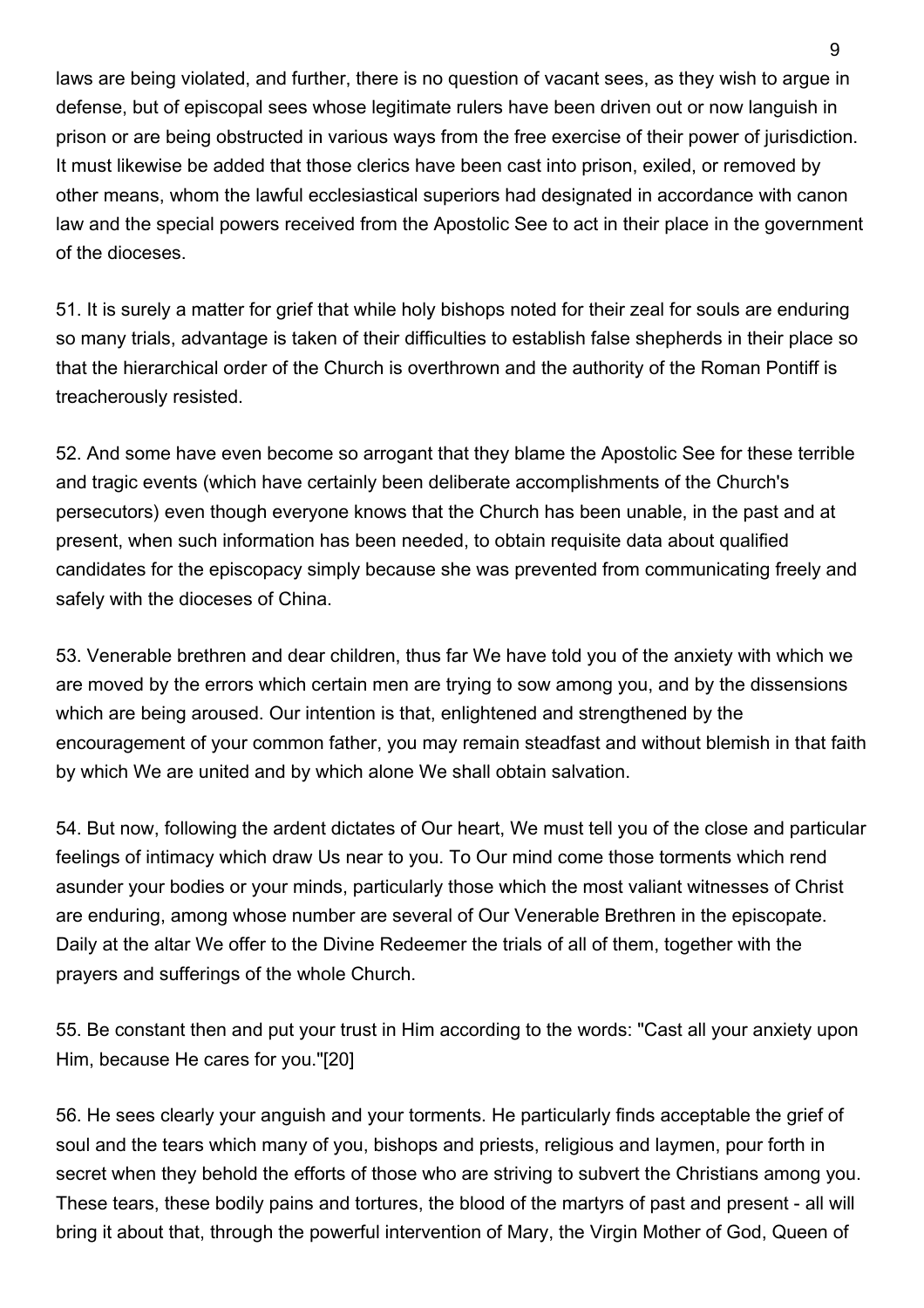laws are being violated, and further, there is no question of vacant sees, as they wish to argue in defense, but of episcopal sees whose legitimate rulers have been driven out or now languish in prison or are being obstructed in various ways from the free exercise of their power of jurisdiction. It must likewise be added that those clerics have been cast into prison, exiled, or removed by other means, whom the lawful ecclesiastical superiors had designated in accordance with canon law and the special powers received from the Apostolic See to act in their place in the government of the dioceses.

51. It is surely a matter for grief that while holy bishops noted for their zeal for souls are enduring so many trials, advantage is taken of their difficulties to establish false shepherds in their place so that the hierarchical order of the Church is overthrown and the authority of the Roman Pontiff is treacherously resisted.

52. And some have even become so arrogant that they blame the Apostolic See for these terrible and tragic events (which have certainly been deliberate accomplishments of the Church's persecutors) even though everyone knows that the Church has been unable, in the past and at present, when such information has been needed, to obtain requisite data about qualified candidates for the episcopacy simply because she was prevented from communicating freely and safely with the dioceses of China.

53. Venerable brethren and dear children, thus far We have told you of the anxiety with which we are moved by the errors which certain men are trying to sow among you, and by the dissensions which are being aroused. Our intention is that, enlightened and strengthened by the encouragement of your common father, you may remain steadfast and without blemish in that faith by which We are united and by which alone We shall obtain salvation.

54. But now, following the ardent dictates of Our heart, We must tell you of the close and particular feelings of intimacy which draw Us near to you. To Our mind come those torments which rend asunder your bodies or your minds, particularly those which the most valiant witnesses of Christ are enduring, among whose number are several of Our Venerable Brethren in the episcopate. Daily at the altar We offer to the Divine Redeemer the trials of all of them, together with the prayers and sufferings of the whole Church.

55. Be constant then and put your trust in Him according to the words: "Cast all your anxiety upon Him, because He cares for you."[20]

56. He sees clearly your anguish and your torments. He particularly finds acceptable the grief of soul and the tears which many of you, bishops and priests, religious and laymen, pour forth in secret when they behold the efforts of those who are striving to subvert the Christians among you. These tears, these bodily pains and tortures, the blood of the martyrs of past and present - all will bring it about that, through the powerful intervention of Mary, the Virgin Mother of God, Queen of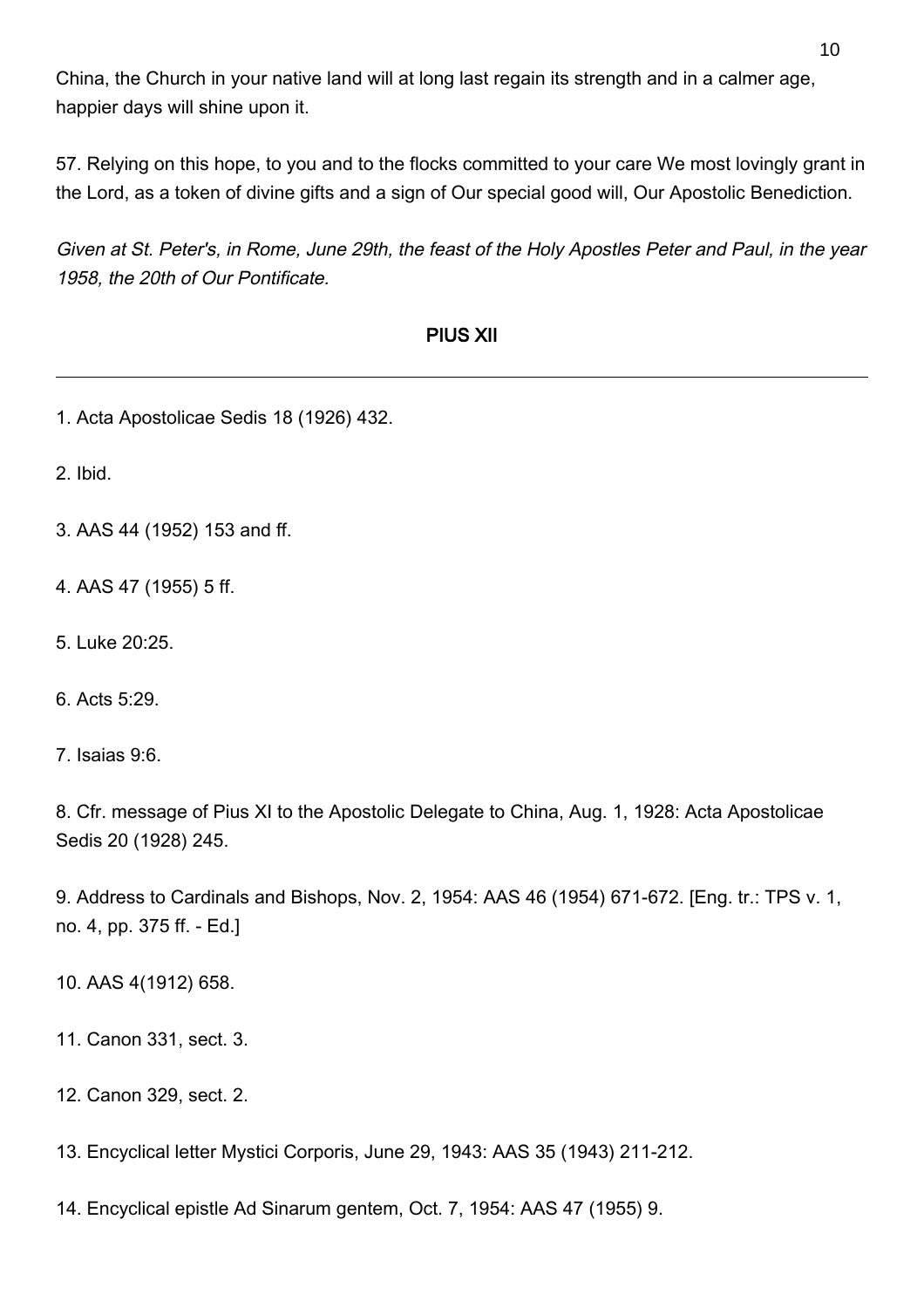China, the Church in your native land will at long last regain its strength and in a calmer age, happier days will shine upon it.

57. Relying on this hope, to you and to the flocks committed to your care We most lovingly grant in the Lord, as a token of divine gifts and a sign of Our special good will, Our Apostolic Benediction.

*Given at St. Peter's, in Rome, June 29th, the feast of the Holy Apostles Peter and Paul, in the year 1958, the 20th of Our Pontificate.*

**PIUS XII**

---

1. Acta Apostolicae Sedis 18 (1926) 432.

2. Ibid.

3. AAS 44 (1952) 153 and ff.

4. AAS 47 (1955) 5 ff.

5. Luke 20:25.

6. Acts 5:29.

7. Isaias 9:6.

8. Cfr. message of Pius XI to the Apostolic Delegate to China, Aug. 1, 1928: Acta Apostolicae Sedis 20 (1928) 245.

9. Address to Cardinals and Bishops, Nov. 2, 1954: AAS 46 (1954) 671-672. [Eng. tr.: TPS v. 1, no. 4, pp. 375 ff. - Ed.]

10. AAS 4(1912) 658.

11. Canon 331, sect. 3.

12. Canon 329, sect. 2.

13. Encyclical letter Mystici Corporis, June 29, 1943: AAS 35 (1943) 211-212.

14. Encyclical epistle Ad Sinarum gentem, Oct. 7, 1954: AAS 47 (1955) 9.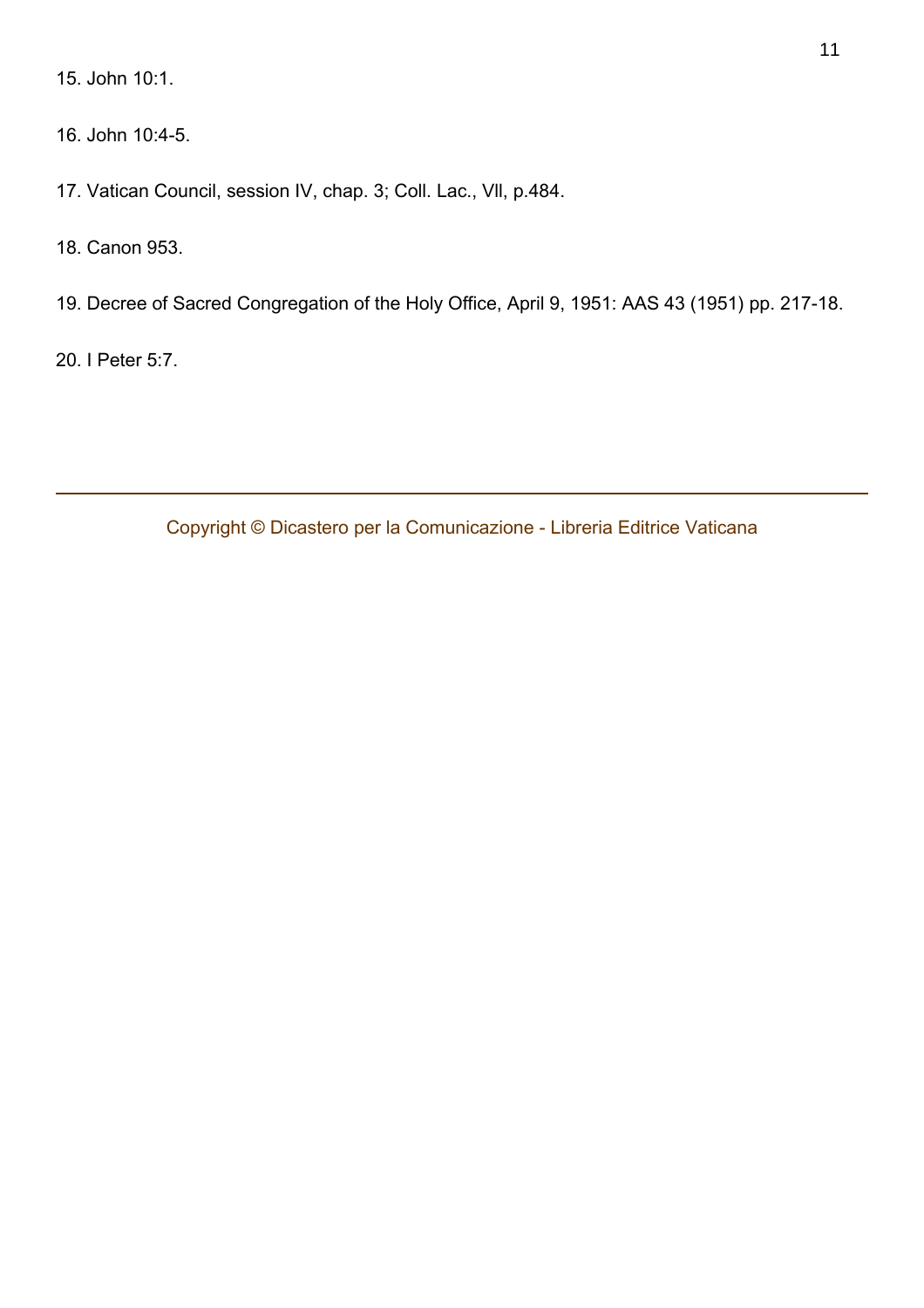15. John 10:1.

16. John 10:4-5.

17. Vatican Council, session IV, chap. 3; Coll. Lac., Vll, p.484.

18. Canon 953.

19. Decree of Sacred Congregation of the Holy Office, April 9, 1951: AAS 43 (1951) pp. 217-18.

20. I Peter 5:7.

---

Copyright © Dicastero per la Comunicazione - Libreria Editrice Vaticana